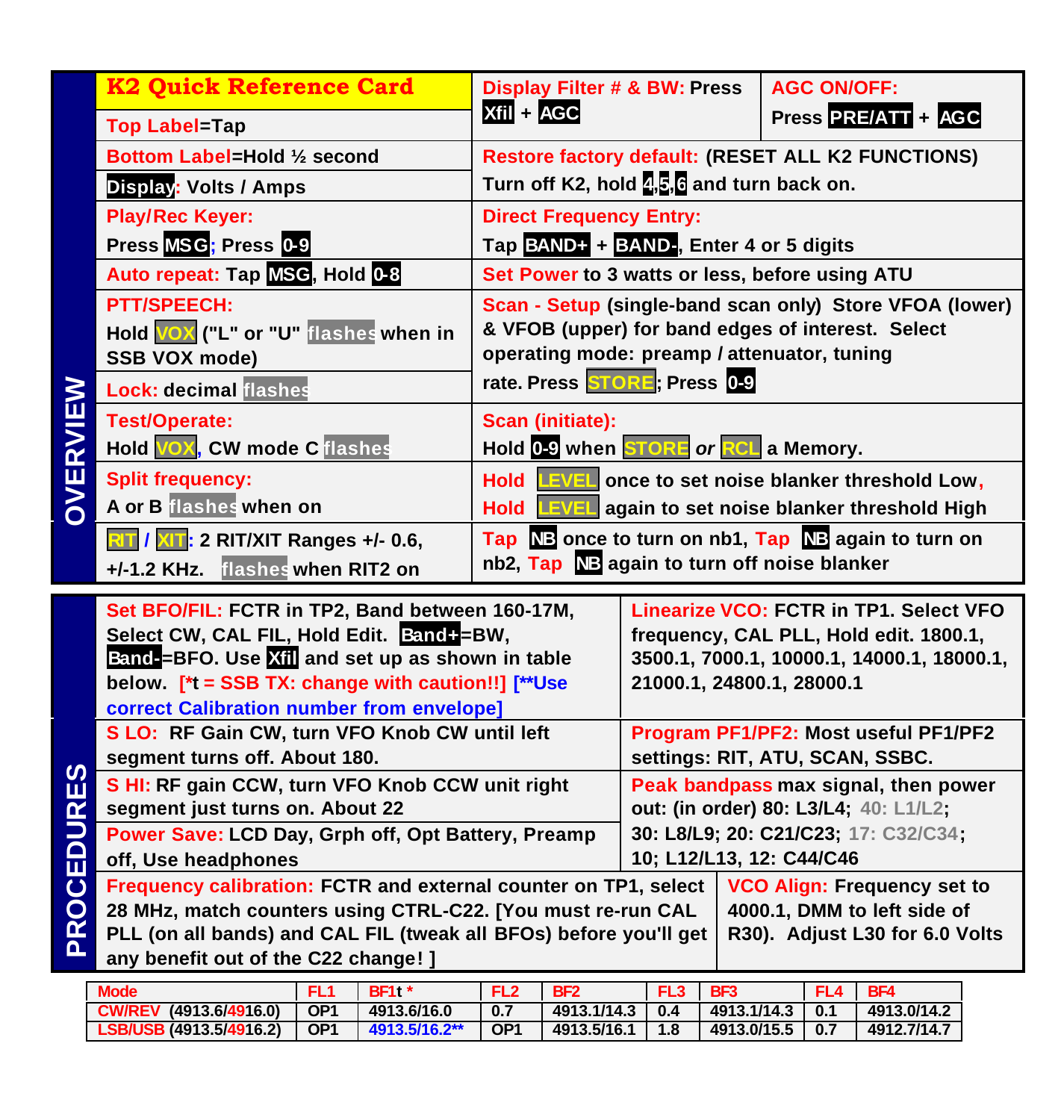# K2 Quick Reference Card

## OVERVIEW

**Top Label**=Tap

**Bottom Label**=Hold ½ second

**Display**: Volts / Amps

**Display Filter # & BW:** Press Xfil + AGC

**AGC ON/OFF:** Press PRE/ATT + AGC

**Restore factory default:** (RESET ALL K2 FUNCTIONS) Turn off K2, hold 4,5,6 and turn back on.

**Play/Rec Keyer:** Press MSG; Press 0-9

**Direct Frequency Entry:** Tap BAND+ + BAND-, Enter 4 or 5 digits

**Auto repeat:** Tap MSG, Hold 0-8

**Set Power** to 3 watts or less, before using ATU

**PTT/SPEECH:** Hold VOX ("L" or "U" flashes when in SSB VOX mode)

**Scan - Setup** (single-band scan only) Store VFOA (lower) & VFOB (upper) for band edges of interest. Select operating mode: preamp / attenuator, tuning rate. Press STORE; Press 0-9

**Lock:** decimal flashes

**Test/Operate:** Hold VOX, CW mode C flashes

**Scan (initiate):** Hold 0-9 when STORE *or* RCL a Memory.

**Split frequency:** A or B flashes when on

**Hold** LEVEL once to set noise blanker threshold Low, **Hold** LEVEL again to set noise blanker threshold High

**RIT / XIT**: 2 RIT/XIT Ranges +/- 0.6, +/-1.2 KHz. flashes when RIT2 on

**Tap** NB once to turn on nb1, **Tap** NB again to turn on nb2, **Tap** NB again to turn off noise blanker

## PROCEDURES

**Set BFO/FIL:** FCTR in TP2, Band between 160-17M, Select CW, CAL FIL, Hold Edit. Band+=BW, Band-=BFO. Use Xfil and set up as shown in table below. [*t = SSB TX: change with caution!!] [**Use correct Calibration number from envelope]

**Linearize VCO:** FCTR in TP1. Select VFO frequency, CAL PLL, Hold edit. 1800.1, 3500.1, 7000.1, 10000.1, 14000.1, 18000.1, 21000.1, 24800.1, 28000.1

**S LO:** RF Gain CW, turn VFO Knob CW until left segment turns off. About 180.

**Program PF1/PF2:** Most useful PF1/PF2 settings: RIT, ATU, SCAN, SSBC.

**S HI:** RF gain CCW, turn VFO Knob CCW unit right segment just turns on. About 22

**Peak bandpass** max signal, then power out: (in order) 80: L3/L4; 40: L1/L2; 30: L8/L9; 20: C21/C23; 17: C32/C34; 10; L12/L13, 12: C44/C46

**Power Save:** LCD Day, Grph off, Opt Battery, Preamp off, Use headphones

**Frequency calibration:** FCTR and external counter on TP1, select 28 MHz, match counters using CTRL-C22. [You must re-run CAL PLL (on all bands) and CAL FIL (tweak all BFOs) before you'll get any benefit out of the C22 change! ]

**VCO Align:** Frequency set to 4000.1, DMM to left side of R30). Adjust L30 for 6.0 Volts

| Mode | FL1 | BF1t * | FL2 | BF2 | FL3 | BF3 | FL4 | BF4 |
|---|---|---|---|---|---|---|---|---|
| CW/REV (4913.6/4916.0) | OP1 | 4913.6/16.0 | 0.7 | 4913.1/14.3 | 0.4 | 4913.1/14.3 | 0.1 | 4913.0/14.2 |
| LSB/USB (4913.5/4916.2) | OP1 | 4913.5/16.2** | OP1 | 4913.5/16.1 | 1.8 | 4913.0/15.5 | 0.7 | 4912.7/14.7 |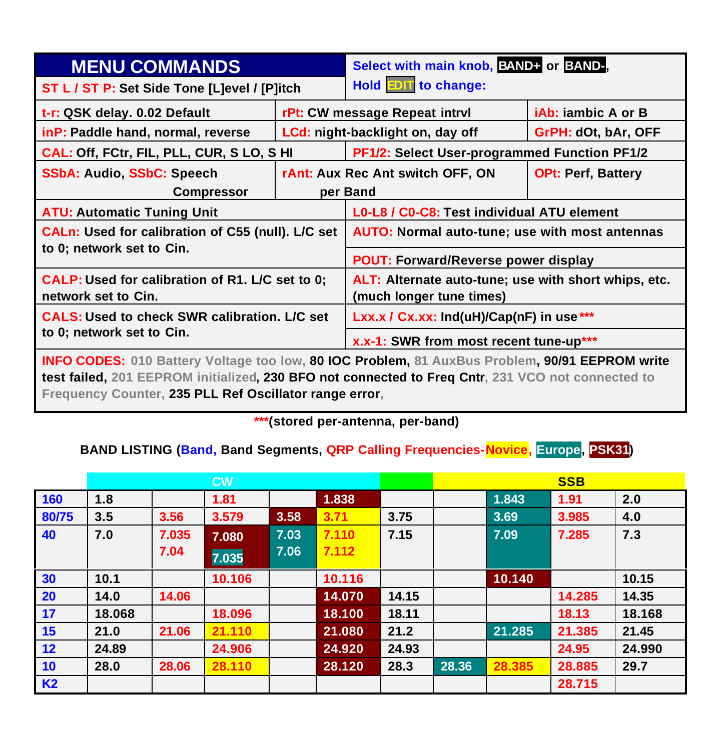## MENU COMMANDS

| | | |
|---|---|---|
| **ST L / ST P:** Set Side Tone [L]evel / [P]itch | Select with main knob, BAND+ or BAND-, Hold EDIT to change: | |
| **t-r:** QSK delay. 0.02 Default | **rPt:** CW message Repeat intrvl | **iAb:** iambic A or B |
| **inP:** Paddle hand, normal, reverse | **LCd:** night-backlight on, day off | **GrPH:** dOt, bAr, OFF |
| **CAL:** Off, FCtr, FIL, PLL, CUR, S LO, S HI | **PF1/2:** Select User-programmed Function PF1/2 | |
| **SSbA:** Audio, **SSbC:** Speech Compressor | **rAnt:** Aux Rec Ant switch OFF, ON per Band | **OPt:** Perf, Battery |
| **ATU:** Automatic Tuning Unit | **L0-L8 / C0-C8:** Test individual ATU element | |
| **CALn:** Used for calibration of C55 (null). L/C set to 0; network set to Cin. | **AUTO:** Normal auto-tune; use with most antennas | |
| | **POUT:** Forward/Reverse power display | |
| **CALP:** Used for calibration of R1. L/C set to 0; network set to Cin. | **ALT:** Alternate auto-tune; use with short whips, etc. (much longer tune times) | |
| **CALS:** Used to check SWR calibration. L/C set to 0; network set to Cin. | **Lxx.x / Cx.xx:** Ind(uH)/Cap(nF) in use*** | |
| | **x.x-1:** SWR from most recent tune-up*** | |

**INFO CODES:** 010 Battery Voltage too low, 80 IOC Problem, 81 AuxBus Problem, 90/91 EEPROM write test failed, 201 EEPROM initialized, 230 BFO not connected to Freq Cntr, 231 VCO not connected to Frequency Counter, 235 PLL Ref Oscillator range error,

***(stored per-antenna, per-band)

**BAND LISTING (Band, Band Segments, QRP Calling Frequencies-Novice, Europe, PSK31)**

| | CW | | | | | | | SSB | | |
|---|---|---|---|---|---|---|---|---|---|---|
| 160 | 1.8 | | 1.81 | | 1.838 | | | 1.843 | 1.91 | 2.0 |
| 80/75 | 3.5 | 3.56 | 3.579 | 3.58 | 3.71 | 3.75 | | 3.69 | 3.985 | 4.0 |
| 40 | 7.0 | 7.035 7.04 | 7.080 7.035 | 7.03 7.06 | 7.110 7.112 | 7.15 | | 7.09 | 7.285 | 7.3 |
| 30 | 10.1 | | 10.106 | | 10.116 | | | 10.140 | | 10.15 |
| 20 | 14.0 | 14.06 | | | 14.070 | 14.15 | | | 14.285 | 14.35 |
| 17 | 18.068 | | 18.096 | | 18.100 | 18.11 | | | 18.13 | 18.168 |
| 15 | 21.0 | 21.06 | 21.110 | | 21.080 | 21.2 | | 21.285 | 21.385 | 21.45 |
| 12 | 24.89 | | 24.906 | | 24.920 | 24.93 | | | 24.95 | 24.990 |
| 10 | 28.0 | 28.06 | 28.110 | | 28.120 | 28.3 | 28.36 | 28.385 | 28.885 | 29.7 |
| K2 | | | | | | | | | 28.715 | |